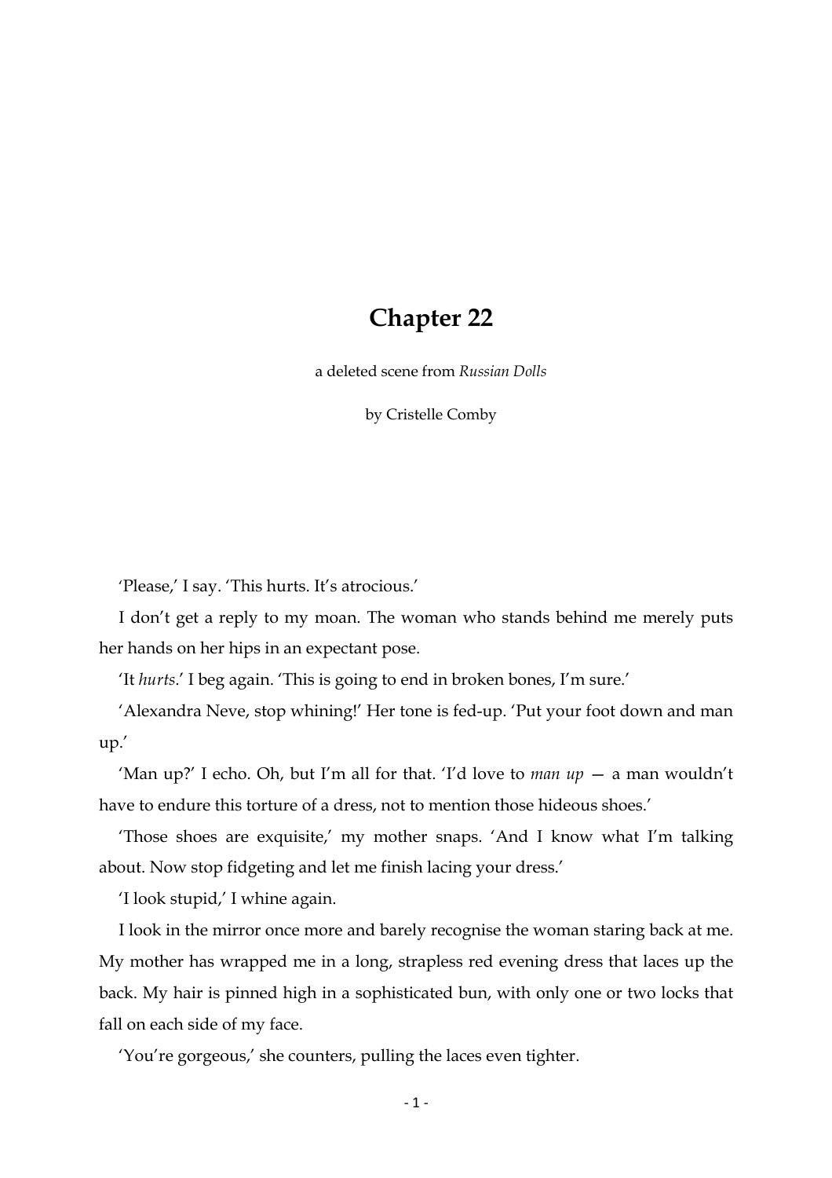# Chapter 22

a deleted scene from *Russian Dolls*

by Cristelle Comby

'Please,' I say. 'This hurts. It's atrocious.'

I don't get a reply to my moan. The woman who stands behind me merely puts her hands on her hips in an expectant pose.

'It *hurts*.' I beg again. 'This is going to end in broken bones, I'm sure.'

'Alexandra Neve, stop whining!' Her tone is fed-up. 'Put your foot down and man up.'

'Man up?' I echo. Oh, but I'm all for that. 'I'd love to *man up* — a man wouldn't have to endure this torture of a dress, not to mention those hideous shoes.'

'Those shoes are exquisite,' my mother snaps. 'And I know what I'm talking about. Now stop fidgeting and let me finish lacing your dress.'

'I look stupid,' I whine again.

I look in the mirror once more and barely recognise the woman staring back at me. My mother has wrapped me in a long, strapless red evening dress that laces up the back. My hair is pinned high in a sophisticated bun, with only one or two locks that fall on each side of my face.

'You're gorgeous,' she counters, pulling the laces even tighter.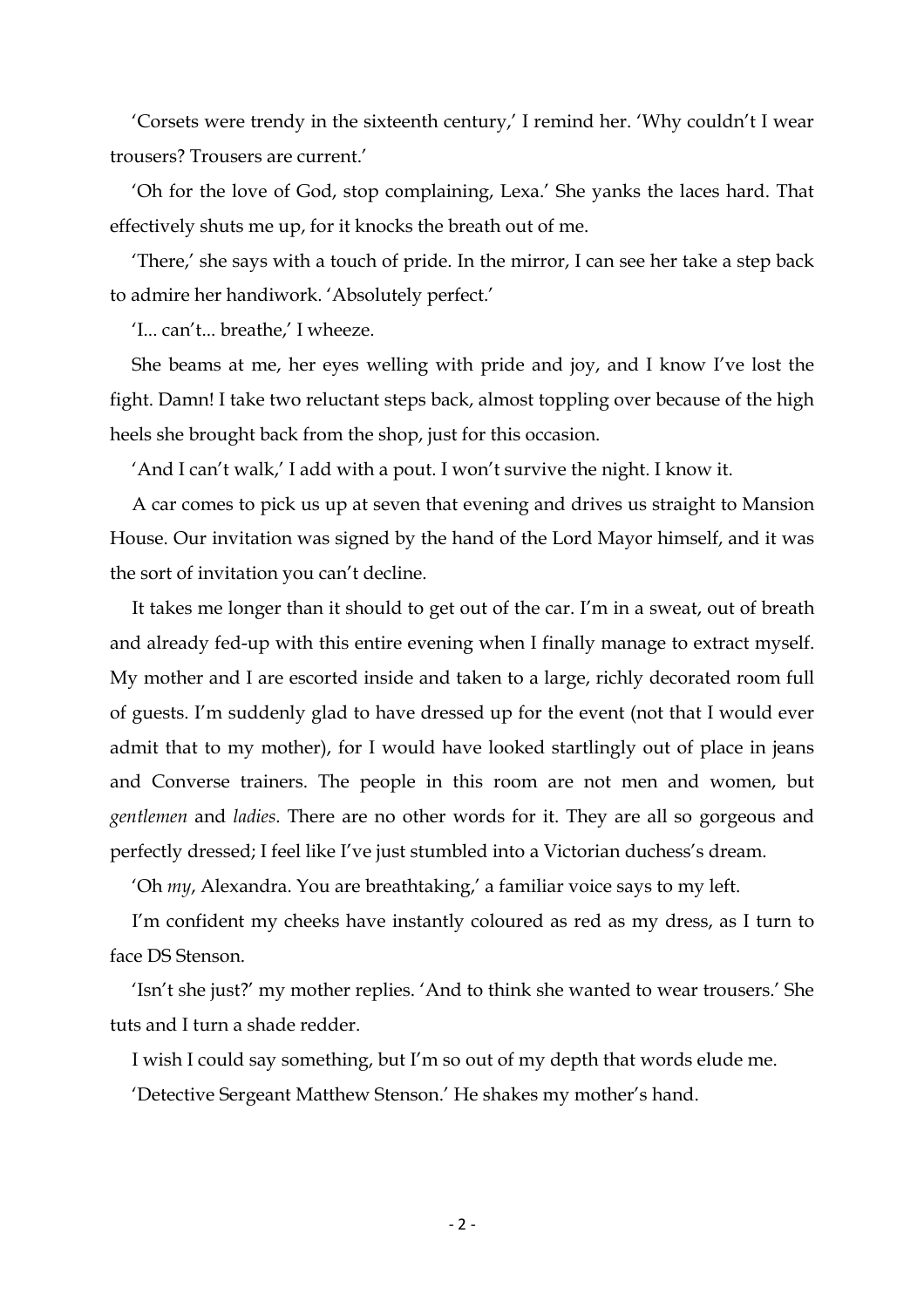'Corsets were trendy in the sixteenth century,' I remind her. 'Why couldn't I wear trousers? Trousers are current.'

'Oh for the love of God, stop complaining, Lexa.' She yanks the laces hard. That effectively shuts me up, for it knocks the breath out of me.

'There,' she says with a touch of pride. In the mirror, I can see her take a step back to admire her handiwork. 'Absolutely perfect.'

'I... can't... breathe,' I wheeze.

She beams at me, her eyes welling with pride and joy, and I know I've lost the fight. Damn! I take two reluctant steps back, almost toppling over because of the high heels she brought back from the shop, just for this occasion.

'And I can't walk,' I add with a pout. I won't survive the night. I know it.

A car comes to pick us up at seven that evening and drives us straight to Mansion House. Our invitation was signed by the hand of the Lord Mayor himself, and it was the sort of invitation you can't decline.

It takes me longer than it should to get out of the car. I'm in a sweat, out of breath and already fed-up with this entire evening when I finally manage to extract myself. My mother and I are escorted inside and taken to a large, richly decorated room full of guests. I'm suddenly glad to have dressed up for the event (not that I would ever admit that to my mother), for I would have looked startlingly out of place in jeans and Converse trainers. The people in this room are not men and women, but *gentlemen* and *ladies*. There are no other words for it. They are all so gorgeous and perfectly dressed; I feel like I've just stumbled into a Victorian duchess's dream.

'Oh *my*, Alexandra. You are breathtaking,' a familiar voice says to my left.

I'm confident my cheeks have instantly coloured as red as my dress, as I turn to face DS Stenson.

'Isn't she just?' my mother replies. 'And to think she wanted to wear trousers.' She tuts and I turn a shade redder.

I wish I could say something, but I'm so out of my depth that words elude me.

'Detective Sergeant Matthew Stenson.' He shakes my mother's hand.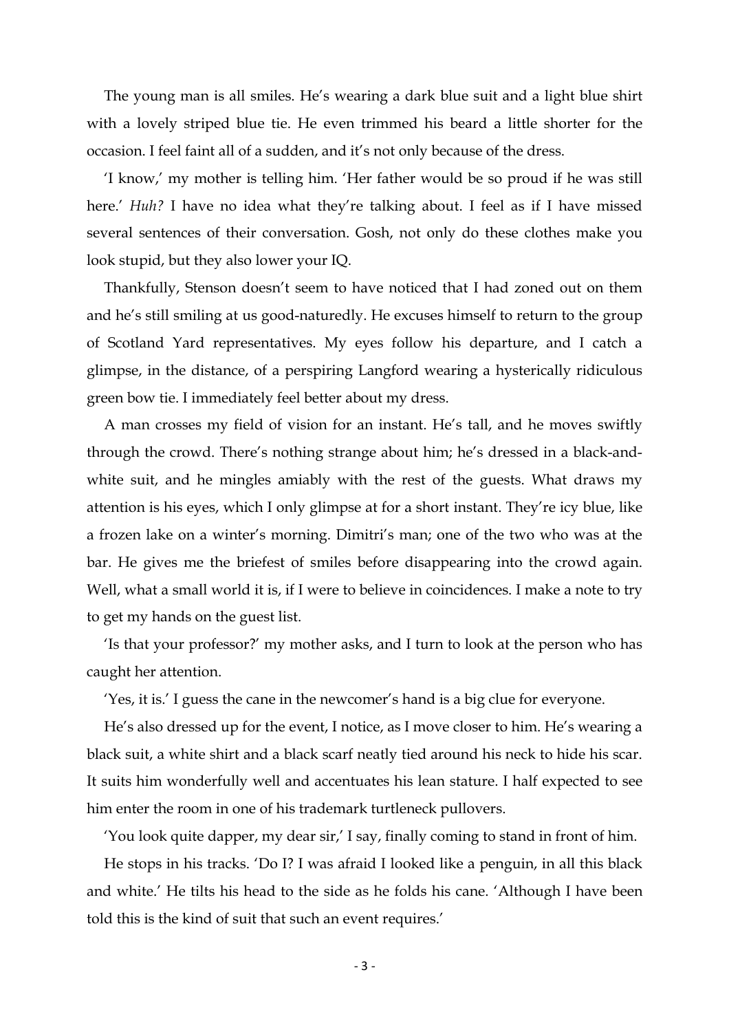The young man is all smiles. He's wearing a dark blue suit and a light blue shirt with a lovely striped blue tie. He even trimmed his beard a little shorter for the occasion. I feel faint all of a sudden, and it's not only because of the dress.

'I know,' my mother is telling him. 'Her father would be so proud if he was still here.' *Huh?* I have no idea what they're talking about. I feel as if I have missed several sentences of their conversation. Gosh, not only do these clothes make you look stupid, but they also lower your IQ.

Thankfully, Stenson doesn't seem to have noticed that I had zoned out on them and he's still smiling at us good-naturedly. He excuses himself to return to the group of Scotland Yard representatives. My eyes follow his departure, and I catch a glimpse, in the distance, of a perspiring Langford wearing a hysterically ridiculous green bow tie. I immediately feel better about my dress.

A man crosses my field of vision for an instant. He's tall, and he moves swiftly through the crowd. There's nothing strange about him; he's dressed in a black-and-white suit, and he mingles amiably with the rest of the guests. What draws my attention is his eyes, which I only glimpse at for a short instant. They're icy blue, like a frozen lake on a winter's morning. Dimitri's man; one of the two who was at the bar. He gives me the briefest of smiles before disappearing into the crowd again. Well, what a small world it is, if I were to believe in coincidences. I make a note to try to get my hands on the guest list.

'Is that your professor?' my mother asks, and I turn to look at the person who has caught her attention.

'Yes, it is.' I guess the cane in the newcomer's hand is a big clue for everyone.

He's also dressed up for the event, I notice, as I move closer to him. He's wearing a black suit, a white shirt and a black scarf neatly tied around his neck to hide his scar. It suits him wonderfully well and accentuates his lean stature. I half expected to see him enter the room in one of his trademark turtleneck pullovers.

'You look quite dapper, my dear sir,' I say, finally coming to stand in front of him.

He stops in his tracks. 'Do I? I was afraid I looked like a penguin, in all this black and white.' He tilts his head to the side as he folds his cane. 'Although I have been told this is the kind of suit that such an event requires.'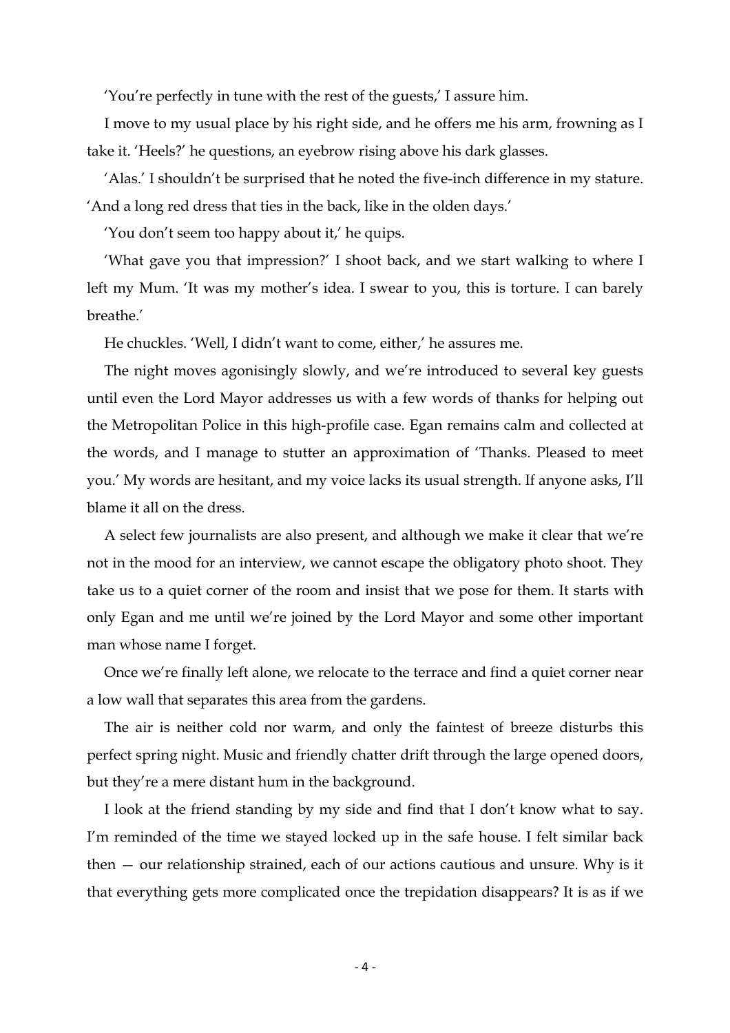'You're perfectly in tune with the rest of the guests,' I assure him.

I move to my usual place by his right side, and he offers me his arm, frowning as I take it. 'Heels?' he questions, an eyebrow rising above his dark glasses.

'Alas.' I shouldn't be surprised that he noted the five-inch difference in my stature. 'And a long red dress that ties in the back, like in the olden days.'

'You don't seem too happy about it,' he quips.

'What gave you that impression?' I shoot back, and we start walking to where I left my Mum. 'It was my mother's idea. I swear to you, this is torture. I can barely breathe.'

He chuckles. 'Well, I didn't want to come, either,' he assures me.

The night moves agonisingly slowly, and we're introduced to several key guests until even the Lord Mayor addresses us with a few words of thanks for helping out the Metropolitan Police in this high-profile case. Egan remains calm and collected at the words, and I manage to stutter an approximation of 'Thanks. Pleased to meet you.' My words are hesitant, and my voice lacks its usual strength. If anyone asks, I'll blame it all on the dress.

A select few journalists are also present, and although we make it clear that we're not in the mood for an interview, we cannot escape the obligatory photo shoot. They take us to a quiet corner of the room and insist that we pose for them. It starts with only Egan and me until we're joined by the Lord Mayor and some other important man whose name I forget.

Once we're finally left alone, we relocate to the terrace and find a quiet corner near a low wall that separates this area from the gardens.

The air is neither cold nor warm, and only the faintest of breeze disturbs this perfect spring night. Music and friendly chatter drift through the large opened doors, but they're a mere distant hum in the background.

I look at the friend standing by my side and find that I don't know what to say. I'm reminded of the time we stayed locked up in the safe house. I felt similar back then — our relationship strained, each of our actions cautious and unsure. Why is it that everything gets more complicated once the trepidation disappears? It is as if we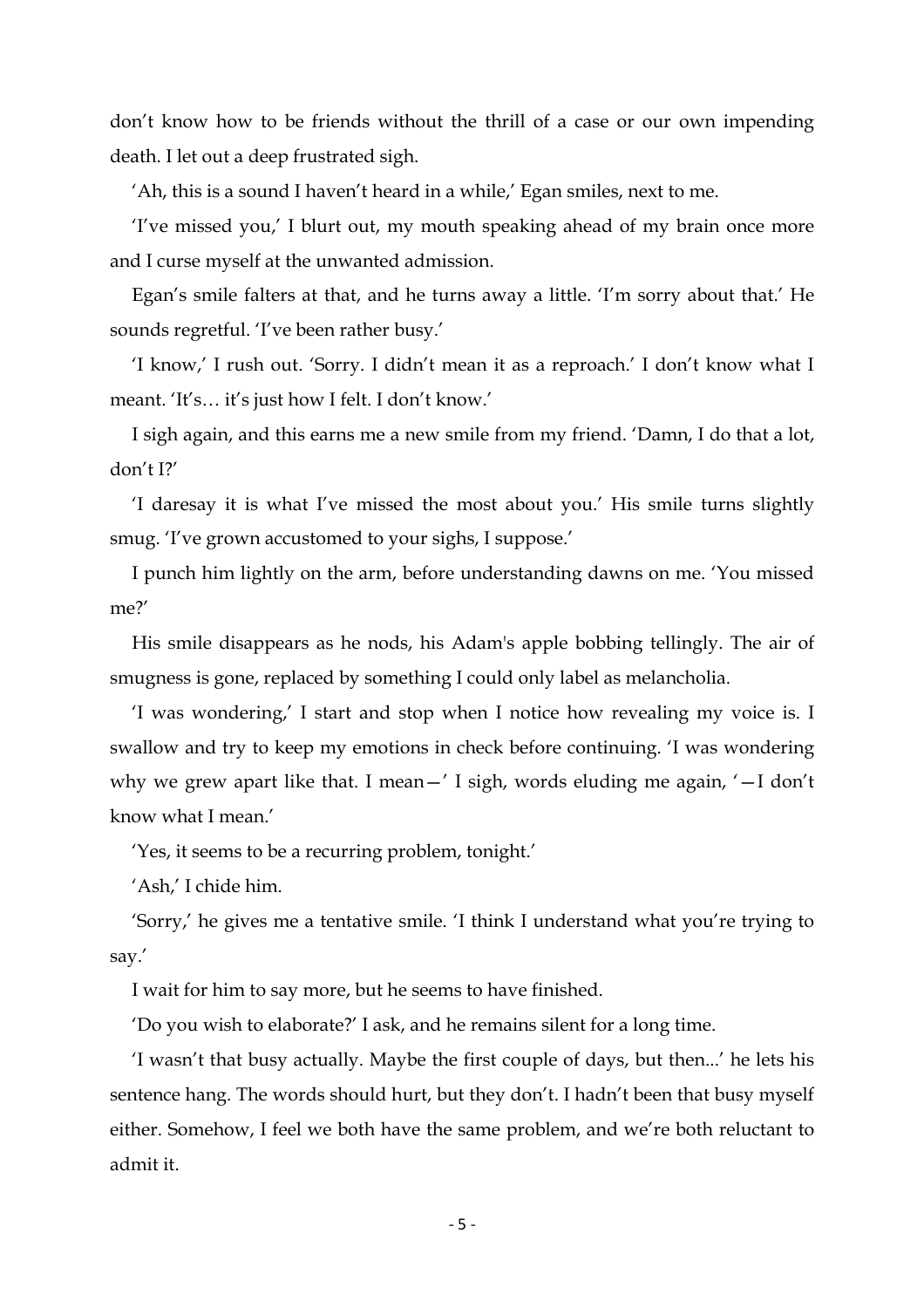don't know how to be friends without the thrill of a case or our own impending death. I let out a deep frustrated sigh.

'Ah, this is a sound I haven't heard in a while,' Egan smiles, next to me.

'I've missed you,' I blurt out, my mouth speaking ahead of my brain once more and I curse myself at the unwanted admission.

Egan's smile falters at that, and he turns away a little. 'I'm sorry about that.' He sounds regretful. 'I've been rather busy.'

'I know,' I rush out. 'Sorry. I didn't mean it as a reproach.' I don't know what I meant. 'It's… it's just how I felt. I don't know.'

I sigh again, and this earns me a new smile from my friend. 'Damn, I do that a lot, don't I?'

'I daresay it is what I've missed the most about you.' His smile turns slightly smug. 'I've grown accustomed to your sighs, I suppose.'

I punch him lightly on the arm, before understanding dawns on me. 'You missed me?'

His smile disappears as he nods, his Adam's apple bobbing tellingly. The air of smugness is gone, replaced by something I could only label as melancholia.

'I was wondering,' I start and stop when I notice how revealing my voice is. I swallow and try to keep my emotions in check before continuing. 'I was wondering why we grew apart like that. I mean—' I sigh, words eluding me again, '—I don't know what I mean.'

'Yes, it seems to be a recurring problem, tonight.'

'Ash,' I chide him.

'Sorry,' he gives me a tentative smile. 'I think I understand what you're trying to say.'

I wait for him to say more, but he seems to have finished.

'Do you wish to elaborate?' I ask, and he remains silent for a long time.

'I wasn't that busy actually. Maybe the first couple of days, but then...' he lets his sentence hang. The words should hurt, but they don't. I hadn't been that busy myself either. Somehow, I feel we both have the same problem, and we're both reluctant to admit it.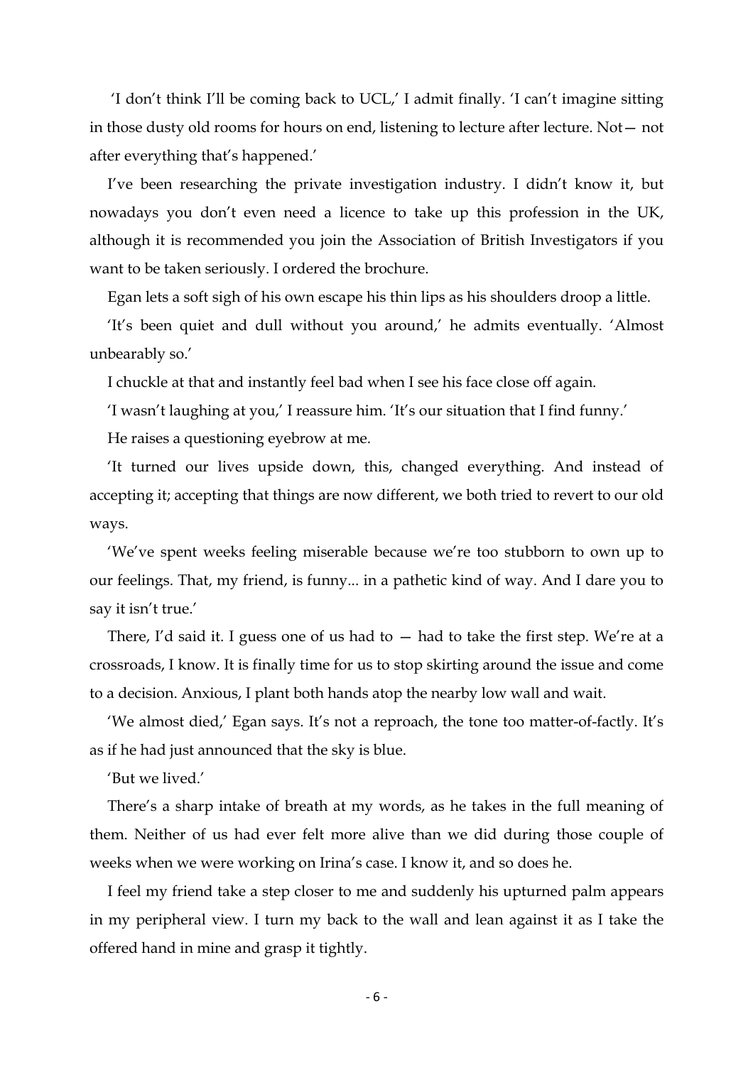'I don't think I'll be coming back to UCL,' I admit finally. 'I can't imagine sitting in those dusty old rooms for hours on end, listening to lecture after lecture. Not— not after everything that's happened.'

I've been researching the private investigation industry. I didn't know it, but nowadays you don't even need a licence to take up this profession in the UK, although it is recommended you join the Association of British Investigators if you want to be taken seriously. I ordered the brochure.

Egan lets a soft sigh of his own escape his thin lips as his shoulders droop a little.

'It's been quiet and dull without you around,' he admits eventually. 'Almost unbearably so.'

I chuckle at that and instantly feel bad when I see his face close off again.

'I wasn't laughing at you,' I reassure him. 'It's our situation that I find funny.'

He raises a questioning eyebrow at me.

'It turned our lives upside down, this, changed everything. And instead of accepting it; accepting that things are now different, we both tried to revert to our old ways.

'We've spent weeks feeling miserable because we're too stubborn to own up to our feelings. That, my friend, is funny... in a pathetic kind of way. And I dare you to say it isn't true.'

There, I'd said it. I guess one of us had to — had to take the first step. We're at a crossroads, I know. It is finally time for us to stop skirting around the issue and come to a decision. Anxious, I plant both hands atop the nearby low wall and wait.

'We almost died,' Egan says. It's not a reproach, the tone too matter-of-factly. It's as if he had just announced that the sky is blue.

'But we lived.'

There's a sharp intake of breath at my words, as he takes in the full meaning of them. Neither of us had ever felt more alive than we did during those couple of weeks when we were working on Irina's case. I know it, and so does he.

I feel my friend take a step closer to me and suddenly his upturned palm appears in my peripheral view. I turn my back to the wall and lean against it as I take the offered hand in mine and grasp it tightly.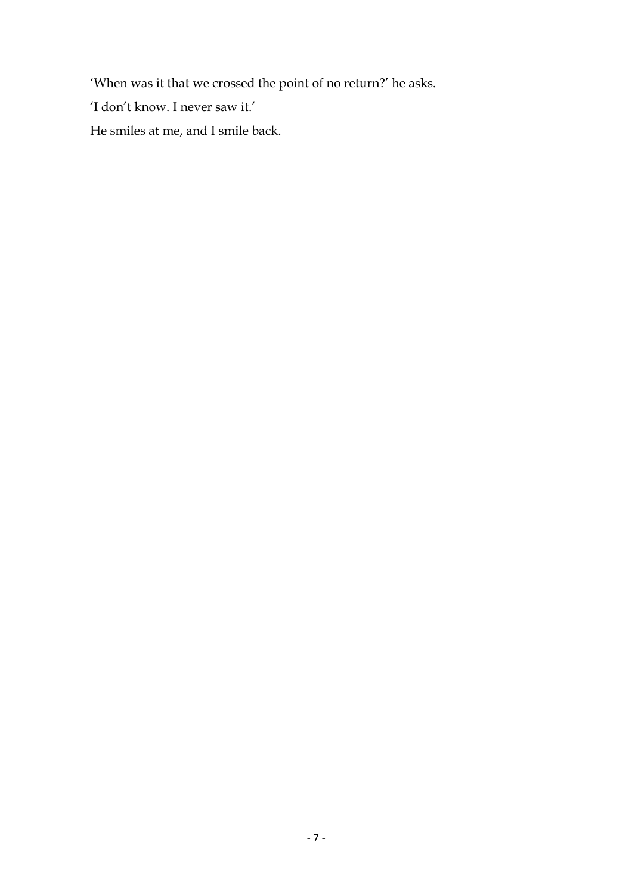'When was it that we crossed the point of no return?' he asks.

'I don't know. I never saw it.'

He smiles at me, and I smile back.